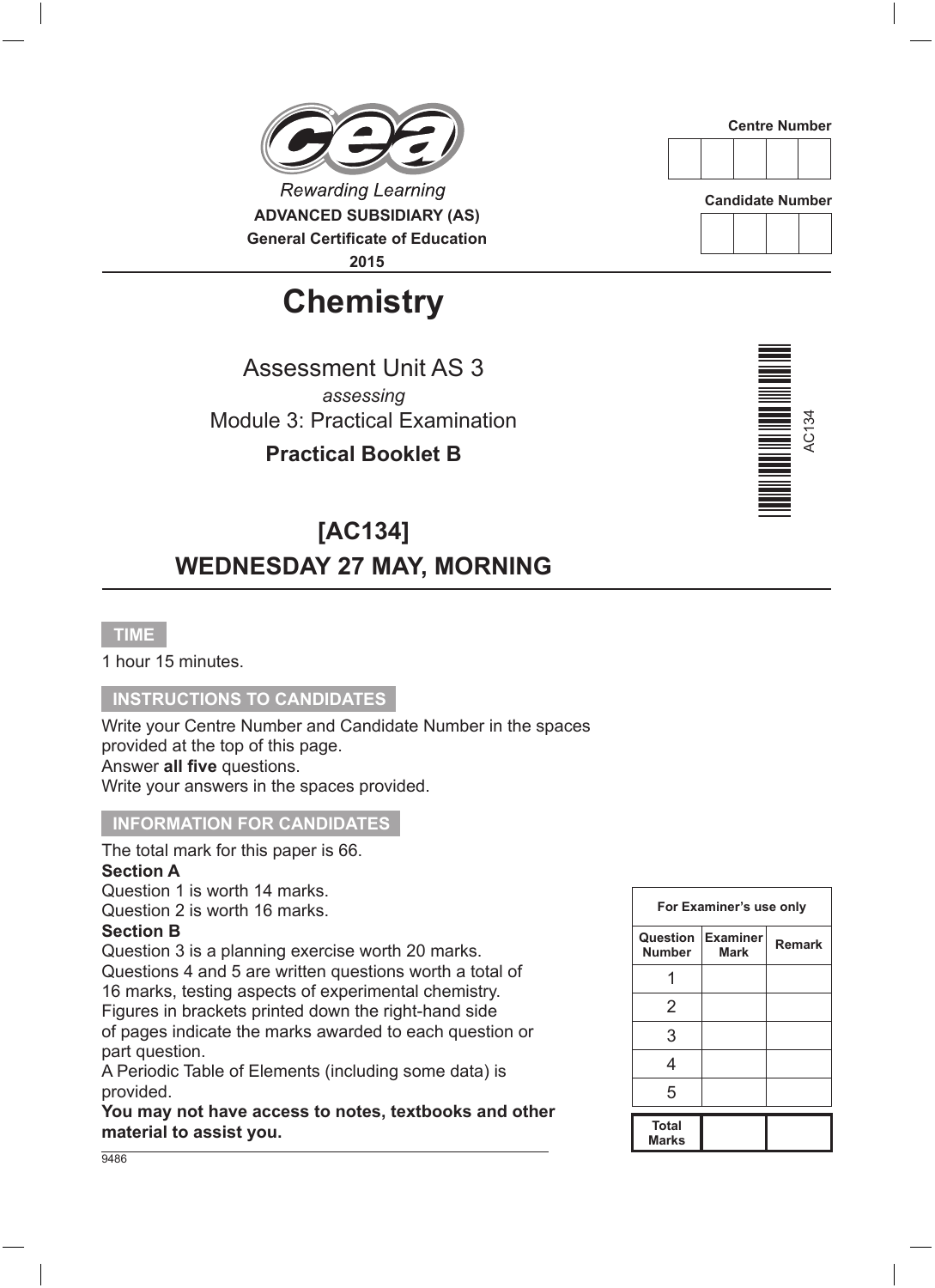Rewarding Learning

**ADVANCED SUBSIDIARY (AS)**
**General Certificate of Education**
**2015**

Centre Number

| | | | | |
|---|---|---|---|---|
| | | | | |

Candidate Number

| | | | |
|---|---|---|---|
| | | | |

# Chemistry

## Assessment Unit AS 3

*assessing*

## Module 3: Practical Examination

### Practical Booklet B

AC134

## [AC134]

## WEDNESDAY 27 MAY, MORNING

**TIME**

1 hour 15 minutes.

**INSTRUCTIONS TO CANDIDATES**

Write your Centre Number and Candidate Number in the spaces provided at the top of this page.
Answer **all five** questions.
Write your answers in the spaces provided.

**INFORMATION FOR CANDIDATES**

The total mark for this paper is 66.
**Section A**
Question 1 is worth 14 marks.
Question 2 is worth 16 marks.
**Section B**
Question 3 is a planning exercise worth 20 marks.
Questions 4 and 5 are written questions worth a total of 16 marks, testing aspects of experimental chemistry.
Figures in brackets printed down the right-hand side of pages indicate the marks awarded to each question or part question.
A Periodic Table of Elements (including some data) is provided.
**You may not have access to notes, textbooks and other material to assist you.**

| For Examiner's use only | | |
|---|---|---|
| Question Number | Examiner Mark | Remark |
| 1 | | |
| 2 | | |
| 3 | | |
| 4 | | |
| 5 | | |
| Total Marks | | |

9486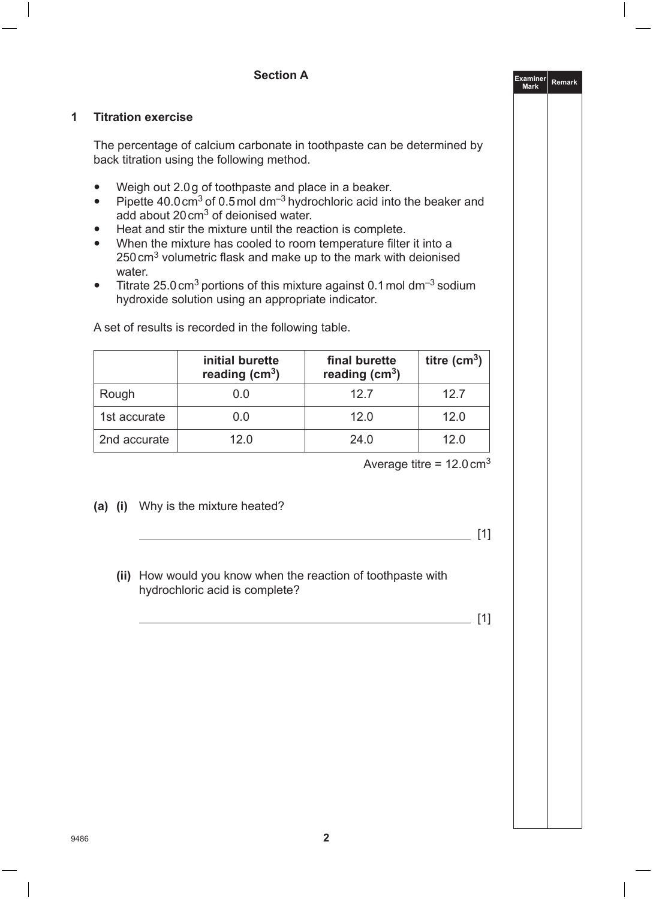## Section A

**1 Titration exercise**

The percentage of calcium carbonate in toothpaste can be determined by back titration using the following method.

- Weigh out 2.0 g of toothpaste and place in a beaker.
- Pipette 40.0 $cm^3$ of 0.5 mol $dm^{-3}$ hydrochloric acid into the beaker and add about 20 $cm^3$ of deionised water.
- Heat and stir the mixture until the reaction is complete.
- When the mixture has cooled to room temperature filter it into a 250 $cm^3$ volumetric flask and make up to the mark with deionised water.
- Titrate 25.0 $cm^3$ portions of this mixture against 0.1 mol $dm^{-3}$ sodium hydroxide solution using an appropriate indicator.

A set of results is recorded in the following table.

| | initial burette reading ($cm^3$) | final burette reading ($cm^3$) | titre ($cm^3$) |
|---|---|---|---|
| Rough | 0.0 | 12.7 | 12.7 |
| 1st accurate | 0.0 | 12.0 | 12.0 |
| 2nd accurate | 12.0 | 24.0 | 12.0 |

Average titre = 12.0 $cm^3$

**(a) (i)** Why is the mixture heated?

______________________________________________ [1]

**(ii)** How would you know when the reaction of toothpaste with hydrochloric acid is complete?

______________________________________________ [1]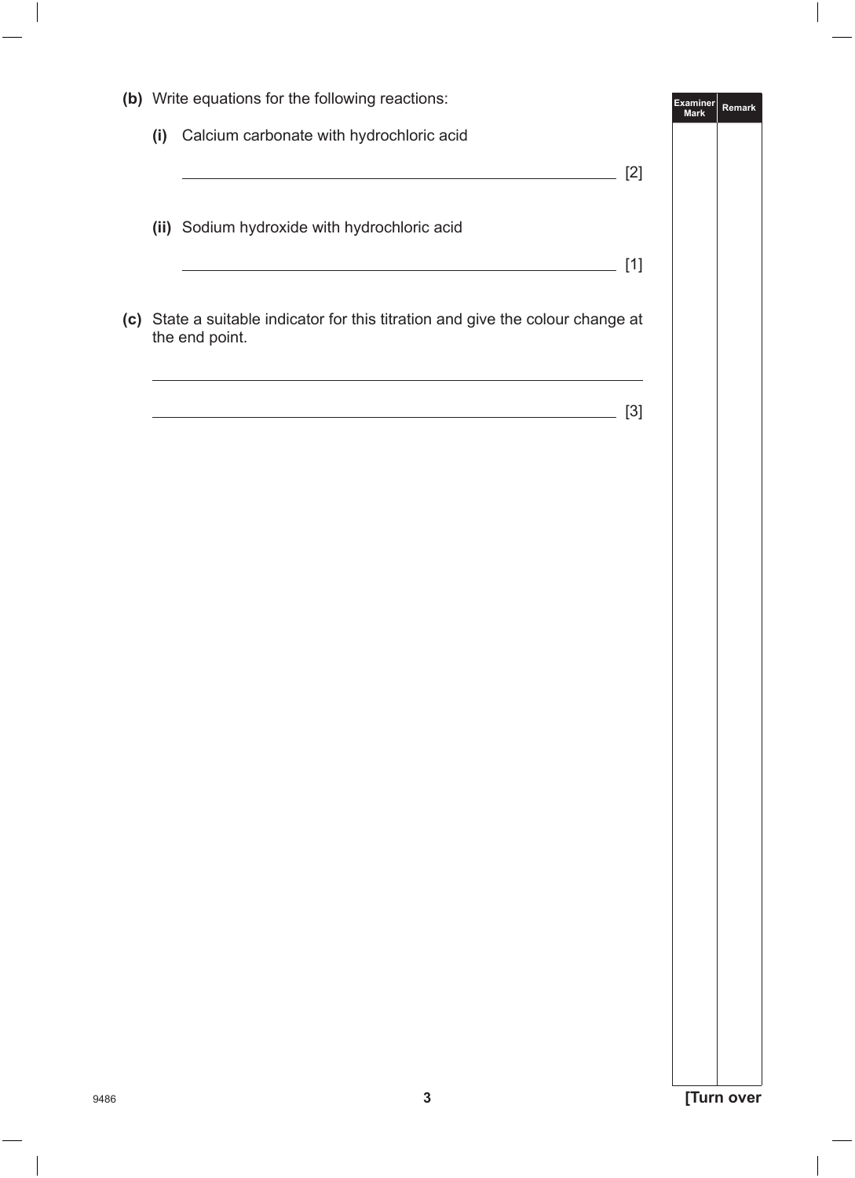**(b)** Write equations for the following reactions:

**(i)** Calcium carbonate with hydrochloric acid

_______________________________________________ [2]

**(ii)** Sodium hydroxide with hydrochloric acid

_______________________________________________ [1]

**(c)** State a suitable indicator for this titration and give the colour change at the end point.

_______________________________________________

_______________________________________________ [3]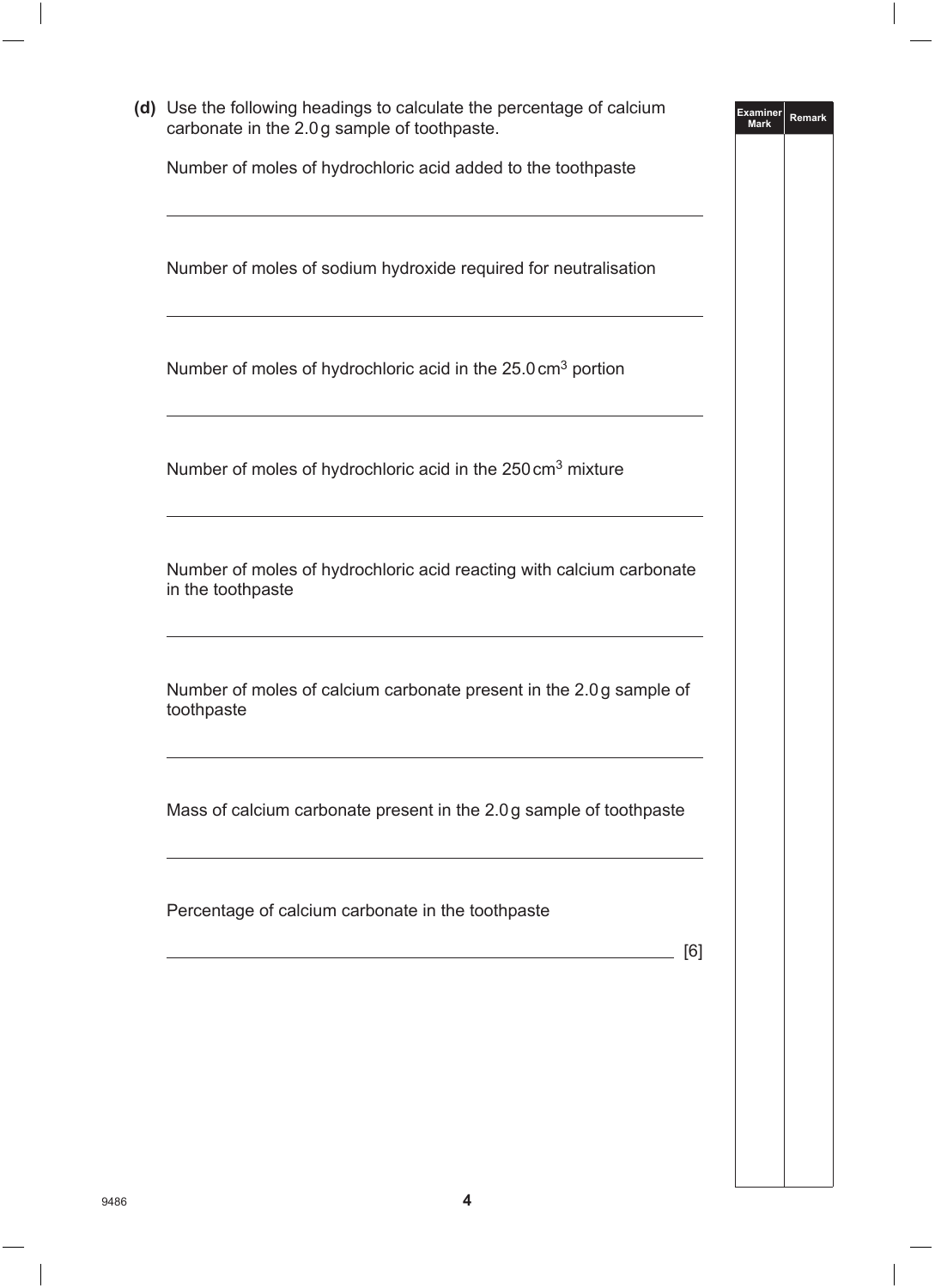**(d)** Use the following headings to calculate the percentage of calcium carbonate in the 2.0 g sample of toothpaste.

Number of moles of hydrochloric acid added to the toothpaste

______________________________________________

Number of moles of sodium hydroxide required for neutralisation

______________________________________________

Number of moles of hydrochloric acid in the 25.0 $cm^3$ portion

______________________________________________

Number of moles of hydrochloric acid in the 250 $cm^3$ mixture

______________________________________________

Number of moles of hydrochloric acid reacting with calcium carbonate in the toothpaste

______________________________________________

Number of moles of calcium carbonate present in the 2.0 g sample of toothpaste

______________________________________________

Mass of calcium carbonate present in the 2.0 g sample of toothpaste

______________________________________________

Percentage of calcium carbonate in the toothpaste

______________________________________________ [6]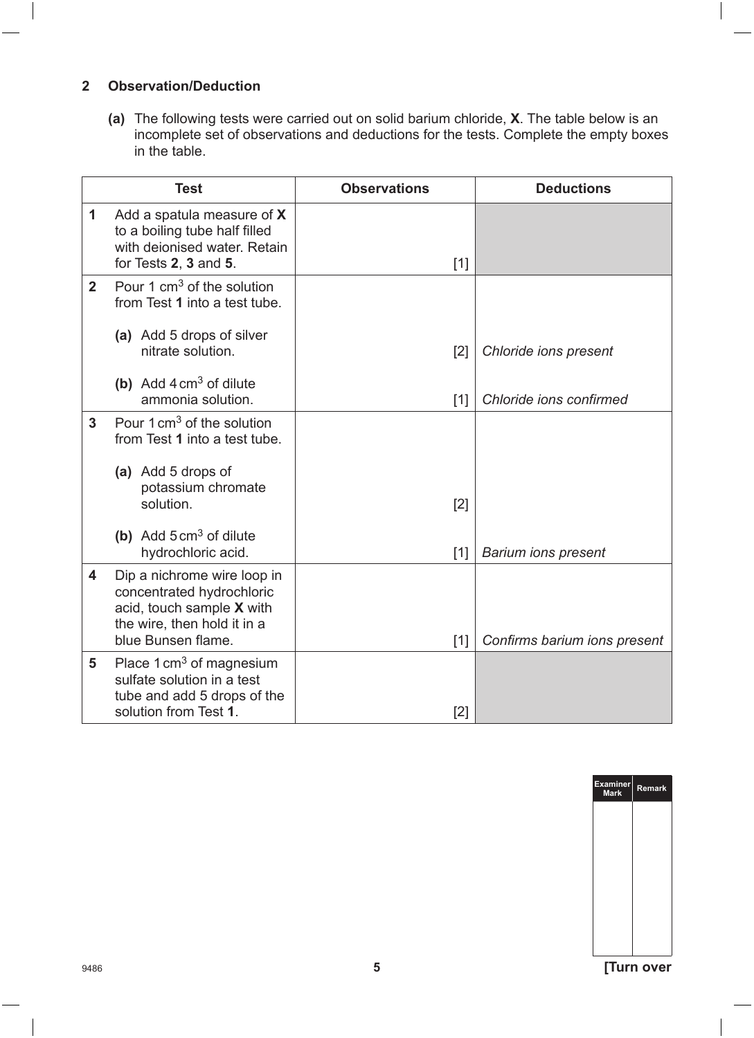**2 Observation/Deduction**

**(a)** The following tests were carried out on solid barium chloride, **X**. The table below is an incomplete set of observations and deductions for the tests. Complete the empty boxes in the table.

| Test | Observations | Deductions |
|---|---|---|
| **1** Add a spatula measure of **X** to a boiling tube half filled with deionised water. Retain for Tests **2**, **3** and **5**. | [1] | |
| **2** Pour 1 $cm^3$ of the solution from Test **1** into a test tube.<br><br>**(a)** Add 5 drops of silver nitrate solution.<br><br>**(b)** Add 4 $cm^3$ of dilute ammonia solution. | <br><br>[2]<br><br>[1] | <br><br>*Chloride ions present*<br><br>*Chloride ions confirmed* |
| **3** Pour 1 $cm^3$ of the solution from Test **1** into a test tube.<br><br>**(a)** Add 5 drops of potassium chromate solution.<br><br>**(b)** Add 5 $cm^3$ of dilute hydrochloric acid. | <br><br>[2]<br><br>[1] | <br><br><br><br>*Barium ions present* |
| **4** Dip a nichrome wire loop in concentrated hydrochloric acid, touch sample **X** with the wire, then hold it in a blue Bunsen flame. | [1] | *Confirms barium ions present* |
| **5** Place 1 $cm^3$ of magnesium sulfate solution in a test tube and add 5 drops of the solution from Test **1**. | [2] | |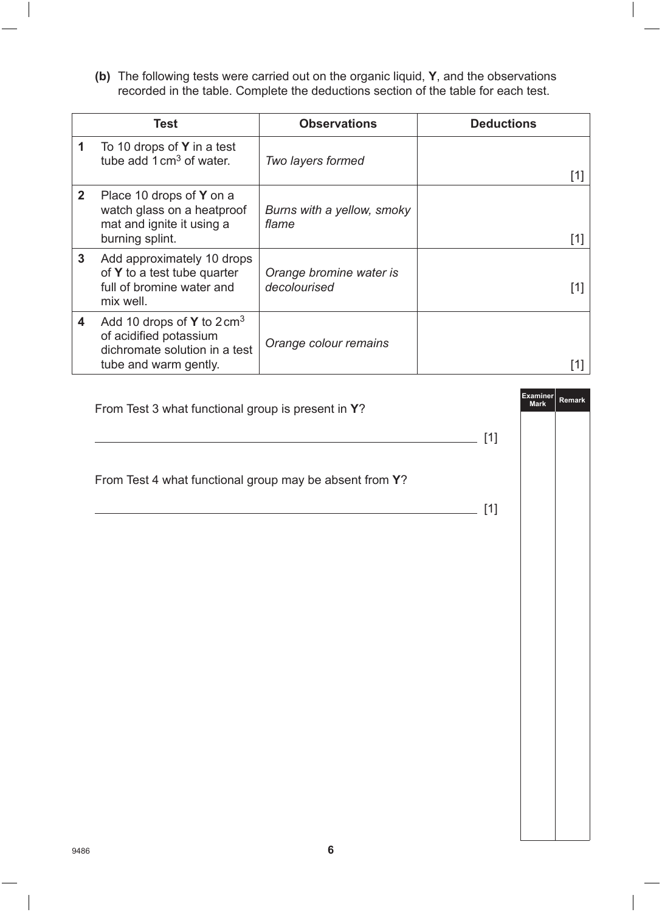**(b)** The following tests were carried out on the organic liquid, **Y**, and the observations recorded in the table. Complete the deductions section of the table for each test.

| | Test | Observations | Deductions |
|---|---|---|---|
| 1 | To 10 drops of **Y** in a test tube add 1 $cm^3$ of water. | *Two layers formed* | [1] |
| 2 | Place 10 drops of **Y** on a watch glass on a heatproof mat and ignite it using a burning splint. | *Burns with a yellow, smoky flame* | [1] |
| 3 | Add approximately 10 drops of **Y** to a test tube quarter full of bromine water and mix well. | *Orange bromine water is decolourised* | [1] |
| 4 | Add 10 drops of **Y** to 2 $cm^3$ of acidified potassium dichromate solution in a test tube and warm gently. | *Orange colour remains* | [1] |

From Test 3 what functional group is present in **Y**?

______________________________________________ [1]

From Test 4 what functional group may be absent from **Y**?

______________________________________________ [1]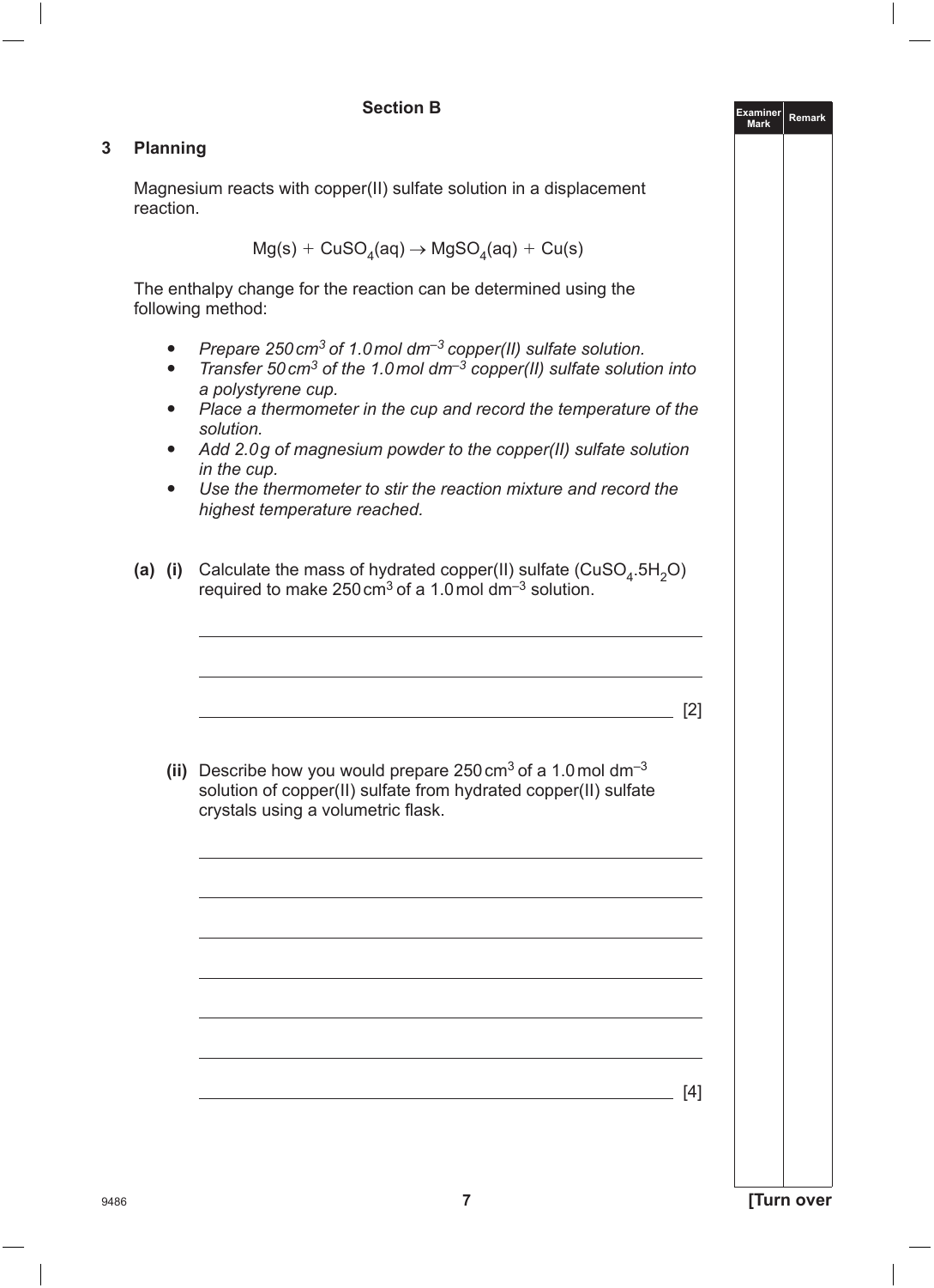## Section B

**3 Planning**

Magnesium reacts with copper(II) sulfate solution in a displacement reaction.

$$Mg(s) + CuSO_4(aq) \rightarrow MgSO_4(aq) + Cu(s)$$

The enthalpy change for the reaction can be determined using the following method:

- *Prepare 250 cm$^3$ of 1.0 mol dm$^{-3}$ copper(II) sulfate solution.*
- *Transfer 50 cm$^3$ of the 1.0 mol dm$^{-3}$ copper(II) sulfate solution into a polystyrene cup.*
- *Place a thermometer in the cup and record the temperature of the solution.*
- *Add 2.0 g of magnesium powder to the copper(II) sulfate solution in the cup.*
- *Use the thermometer to stir the reaction mixture and record the highest temperature reached.*

**(a) (i)** Calculate the mass of hydrated copper(II) sulfate ($CuSO_4.5H_2O$) required to make 250 cm$^3$ of a 1.0 mol dm$^{-3}$ solution.

\_\_\_\_\_\_\_\_\_\_\_\_\_\_\_\_\_\_\_\_\_\_\_\_\_\_\_\_\_\_\_\_\_\_\_\_\_\_\_\_\_\_\_\_\_\_\_\_\_\_\_\_\_\_\_\_

\_\_\_\_\_\_\_\_\_\_\_\_\_\_\_\_\_\_\_\_\_\_\_\_\_\_\_\_\_\_\_\_\_\_\_\_\_\_\_\_\_\_\_\_\_\_\_\_\_\_\_\_\_\_\_\_

\_\_\_\_\_\_\_\_\_\_\_\_\_\_\_\_\_\_\_\_\_\_\_\_\_\_\_\_\_\_\_\_\_\_\_\_\_\_\_\_\_\_\_\_\_\_\_\_\_\_\_\_\_\_\_\_ [2]

**(ii)** Describe how you would prepare 250 cm$^3$ of a 1.0 mol dm$^{-3}$ solution of copper(II) sulfate from hydrated copper(II) sulfate crystals using a volumetric flask.

\_\_\_\_\_\_\_\_\_\_\_\_\_\_\_\_\_\_\_\_\_\_\_\_\_\_\_\_\_\_\_\_\_\_\_\_\_\_\_\_\_\_\_\_\_\_\_\_\_\_\_\_\_\_\_\_

\_\_\_\_\_\_\_\_\_\_\_\_\_\_\_\_\_\_\_\_\_\_\_\_\_\_\_\_\_\_\_\_\_\_\_\_\_\_\_\_\_\_\_\_\_\_\_\_\_\_\_\_\_\_\_\_

\_\_\_\_\_\_\_\_\_\_\_\_\_\_\_\_\_\_\_\_\_\_\_\_\_\_\_\_\_\_\_\_\_\_\_\_\_\_\_\_\_\_\_\_\_\_\_\_\_\_\_\_\_\_\_\_

\_\_\_\_\_\_\_\_\_\_\_\_\_\_\_\_\_\_\_\_\_\_\_\_\_\_\_\_\_\_\_\_\_\_\_\_\_\_\_\_\_\_\_\_\_\_\_\_\_\_\_\_\_\_\_\_

\_\_\_\_\_\_\_\_\_\_\_\_\_\_\_\_\_\_\_\_\_\_\_\_\_\_\_\_\_\_\_\_\_\_\_\_\_\_\_\_\_\_\_\_\_\_\_\_\_\_\_\_\_\_\_\_

\_\_\_\_\_\_\_\_\_\_\_\_\_\_\_\_\_\_\_\_\_\_\_\_\_\_\_\_\_\_\_\_\_\_\_\_\_\_\_\_\_\_\_\_\_\_\_\_\_\_\_\_\_\_\_\_

\_\_\_\_\_\_\_\_\_\_\_\_\_\_\_\_\_\_\_\_\_\_\_\_\_\_\_\_\_\_\_\_\_\_\_\_\_\_\_\_\_\_\_\_\_\_\_\_\_\_\_\_\_\_\_\_ [4]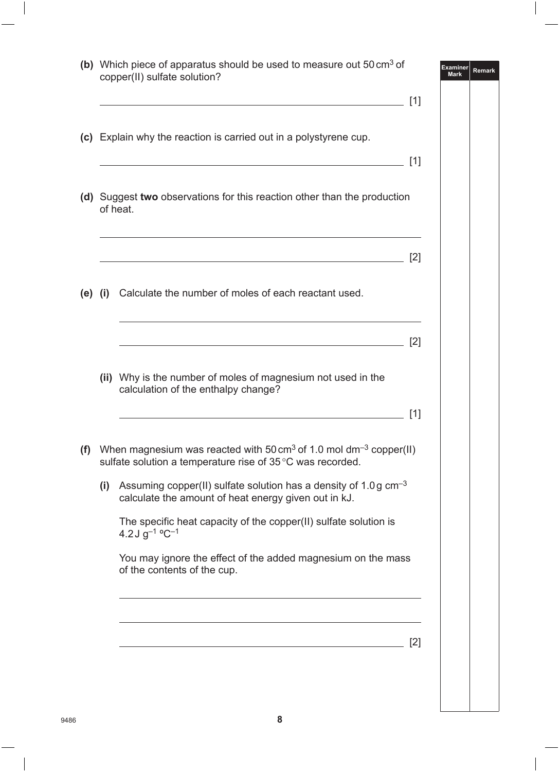**(b)** Which piece of apparatus should be used to measure out 50 $cm^3$ of copper(II) sulfate solution?

\_\_\_\_\_\_\_\_\_\_\_\_\_\_\_\_\_\_\_\_\_\_\_\_\_\_\_\_\_\_\_\_\_\_\_\_\_\_\_\_ [1]

**(c)** Explain why the reaction is carried out in a polystyrene cup.

\_\_\_\_\_\_\_\_\_\_\_\_\_\_\_\_\_\_\_\_\_\_\_\_\_\_\_\_\_\_\_\_\_\_\_\_\_\_\_\_ [1]

**(d)** Suggest **two** observations for this reaction other than the production of heat.

\_\_\_\_\_\_\_\_\_\_\_\_\_\_\_\_\_\_\_\_\_\_\_\_\_\_\_\_\_\_\_\_\_\_\_\_\_\_\_\_

\_\_\_\_\_\_\_\_\_\_\_\_\_\_\_\_\_\_\_\_\_\_\_\_\_\_\_\_\_\_\_\_\_\_\_\_\_\_\_\_ [2]

**(e)** **(i)** Calculate the number of moles of each reactant used.

\_\_\_\_\_\_\_\_\_\_\_\_\_\_\_\_\_\_\_\_\_\_\_\_\_\_\_\_\_\_\_\_\_\_\_\_\_\_\_\_

\_\_\_\_\_\_\_\_\_\_\_\_\_\_\_\_\_\_\_\_\_\_\_\_\_\_\_\_\_\_\_\_\_\_\_\_\_\_\_\_ [2]

**(ii)** Why is the number of moles of magnesium not used in the calculation of the enthalpy change?

\_\_\_\_\_\_\_\_\_\_\_\_\_\_\_\_\_\_\_\_\_\_\_\_\_\_\_\_\_\_\_\_\_\_\_\_\_\_\_\_ [1]

**(f)** When magnesium was reacted with 50 $cm^3$ of 1.0 mol $dm^{-3}$ copper(II) sulfate solution a temperature rise of 35 °C was recorded.

**(i)** Assuming copper(II) sulfate solution has a density of 1.0 g $cm^{-3}$ calculate the amount of heat energy given out in kJ.

The specific heat capacity of the copper(II) sulfate solution is 4.2 J $g^{-1}$ °$C^{-1}$

You may ignore the effect of the added magnesium on the mass of the contents of the cup.

\_\_\_\_\_\_\_\_\_\_\_\_\_\_\_\_\_\_\_\_\_\_\_\_\_\_\_\_\_\_\_\_\_\_\_\_\_\_\_\_

\_\_\_\_\_\_\_\_\_\_\_\_\_\_\_\_\_\_\_\_\_\_\_\_\_\_\_\_\_\_\_\_\_\_\_\_\_\_\_\_

\_\_\_\_\_\_\_\_\_\_\_\_\_\_\_\_\_\_\_\_\_\_\_\_\_\_\_\_\_\_\_\_\_\_\_\_\_\_\_\_ [2]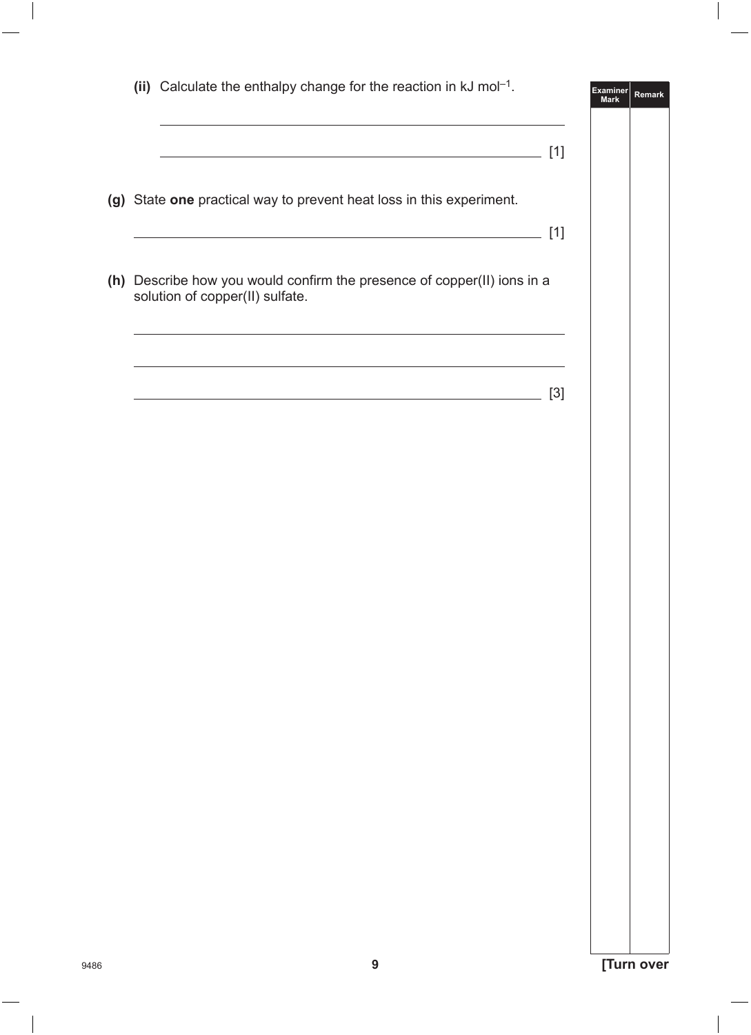(ii) Calculate the enthalpy change for the reaction in kJ $mol^{-1}$.

\_\_\_\_\_\_\_\_\_\_\_\_\_\_\_\_\_\_\_\_\_\_\_\_\_\_\_\_\_\_\_\_\_\_\_\_\_\_\_\_\_\_\_\_\_\_\_\_

\_\_\_\_\_\_\_\_\_\_\_\_\_\_\_\_\_\_\_\_\_\_\_\_\_\_\_\_\_\_\_\_\_\_\_\_\_\_\_\_\_\_\_\_\_ [1]

(g) State **one** practical way to prevent heat loss in this experiment.

\_\_\_\_\_\_\_\_\_\_\_\_\_\_\_\_\_\_\_\_\_\_\_\_\_\_\_\_\_\_\_\_\_\_\_\_\_\_\_\_\_\_\_\_\_ [1]

(h) Describe how you would confirm the presence of copper(II) ions in a solution of copper(II) sulfate.

\_\_\_\_\_\_\_\_\_\_\_\_\_\_\_\_\_\_\_\_\_\_\_\_\_\_\_\_\_\_\_\_\_\_\_\_\_\_\_\_\_\_\_\_\_\_\_\_

\_\_\_\_\_\_\_\_\_\_\_\_\_\_\_\_\_\_\_\_\_\_\_\_\_\_\_\_\_\_\_\_\_\_\_\_\_\_\_\_\_\_\_\_\_\_\_\_

\_\_\_\_\_\_\_\_\_\_\_\_\_\_\_\_\_\_\_\_\_\_\_\_\_\_\_\_\_\_\_\_\_\_\_\_\_\_\_\_\_\_\_\_\_ [3]

[Turn over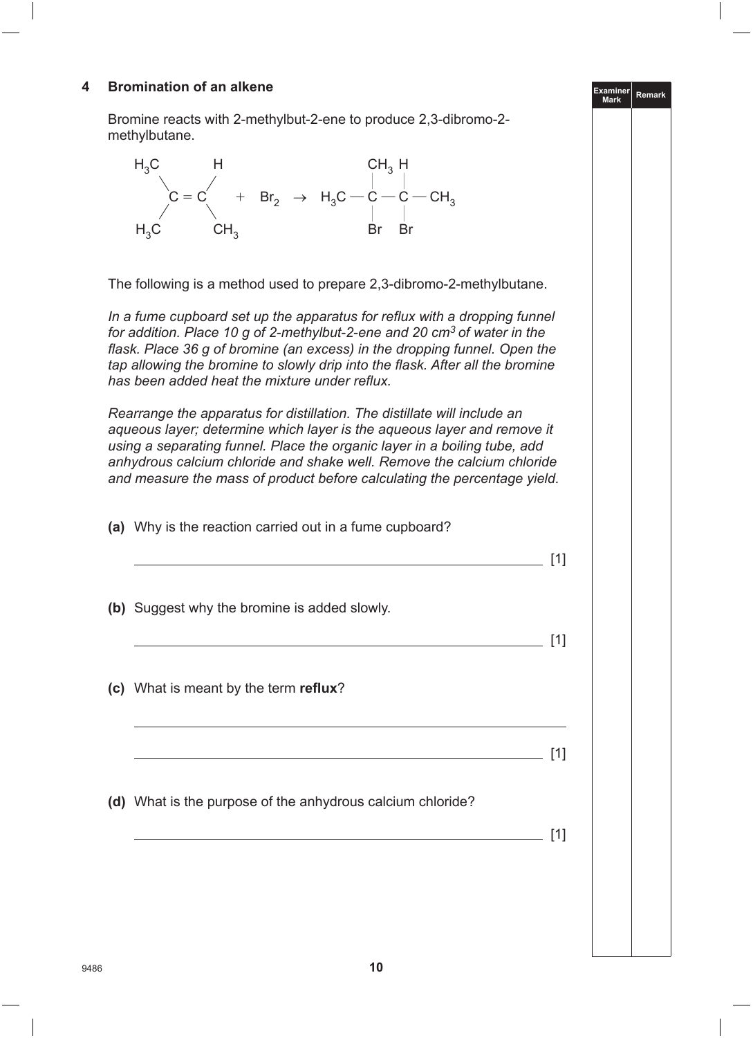## 4 Bromination of an alkene

Bromine reacts with 2-methylbut-2-ene to produce 2,3-dibromo-2-methylbutane.

$$(CH_3)_2C{=}CHCH_3 + Br_2 \rightarrow H_3C{-}C(CH_3)(Br){-}CH(Br){-}CH_3$$

The following is a method used to prepare 2,3-dibromo-2-methylbutane.

*In a fume cupboard set up the apparatus for reflux with a dropping funnel for addition. Place 10 g of 2-methylbut-2-ene and 20 cm$^3$ of water in the flask. Place 36 g of bromine (an excess) in the dropping funnel. Open the tap allowing the bromine to slowly drip into the flask. After all the bromine has been added heat the mixture under reflux.*

*Rearrange the apparatus for distillation. The distillate will include an aqueous layer; determine which layer is the aqueous layer and remove it using a separating funnel. Place the organic layer in a boiling tube, add anhydrous calcium chloride and shake well. Remove the calcium chloride and measure the mass of product before calculating the percentage yield.*

**(a)** Why is the reaction carried out in a fume cupboard?

_______________________________________________ [1]

**(b)** Suggest why the bromine is added slowly.

_______________________________________________ [1]

**(c)** What is meant by the term **reflux**?

_______________________________________________

_______________________________________________ [1]

**(d)** What is the purpose of the anhydrous calcium chloride?

_______________________________________________ [1]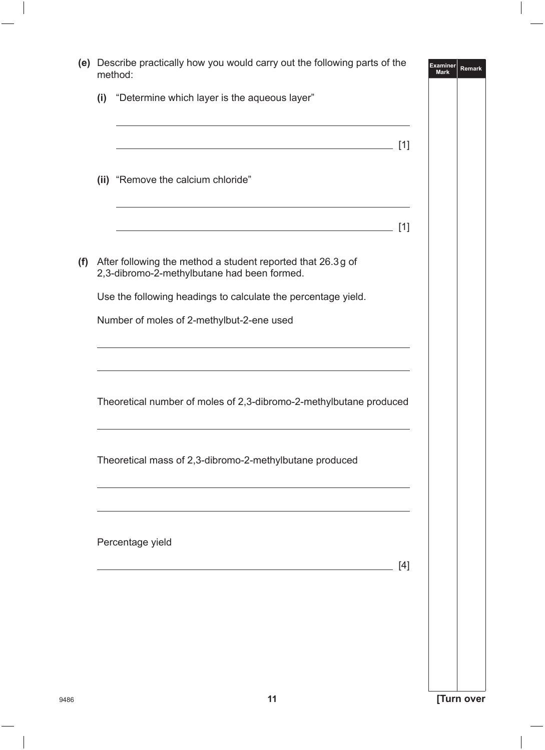**(e)** Describe practically how you would carry out the following parts of the method:

**(i)** "Determine which layer is the aqueous layer"

______________________________________________

______________________________________________ [1]

**(ii)** "Remove the calcium chloride"

______________________________________________

______________________________________________ [1]

**(f)** After following the method a student reported that 26.3 g of 2,3-dibromo-2-methylbutane had been formed.

Use the following headings to calculate the percentage yield.

Number of moles of 2-methylbut-2-ene used

______________________________________________

______________________________________________

Theoretical number of moles of 2,3-dibromo-2-methylbutane produced

______________________________________________

Theoretical mass of 2,3-dibromo-2-methylbutane produced

______________________________________________

______________________________________________

Percentage yield

______________________________________________ [4]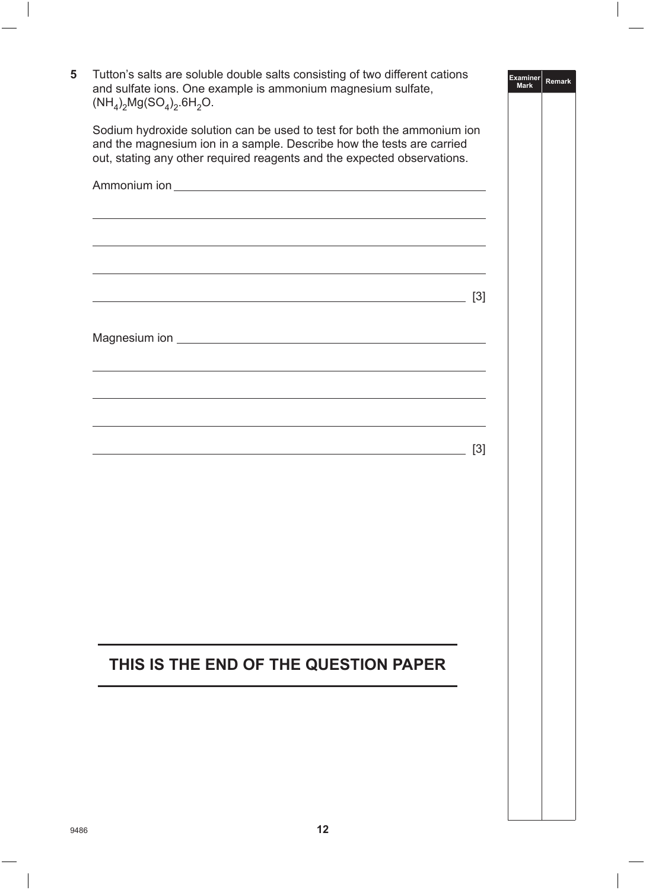**5** Tutton's salts are soluble double salts consisting of two different cations and sulfate ions. One example is ammonium magnesium sulfate, $(NH_4)_2Mg(SO_4)_2.6H_2O$.

Sodium hydroxide solution can be used to test for both the ammonium ion and the magnesium ion in a sample. Describe how the tests are carried out, stating any other required reagents and the expected observations.

Ammonium ion ______________________________________________

______________________________________________

______________________________________________

______________________________________________

______________________________________________ [3]

Magnesium ion ______________________________________________

______________________________________________

______________________________________________

______________________________________________

______________________________________________ [3]

**THIS IS THE END OF THE QUESTION PAPER**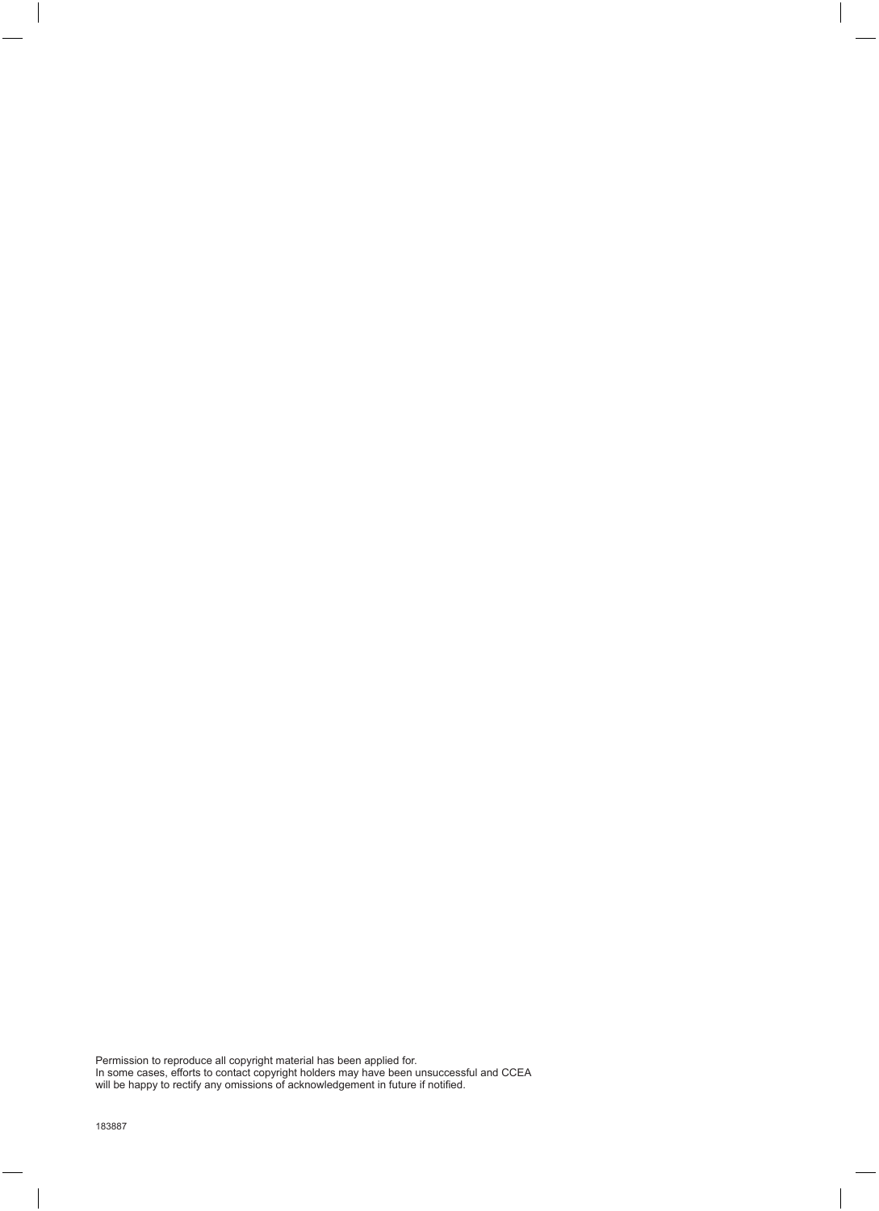Permission to reproduce all copyright material has been applied for.
In some cases, efforts to contact copyright holders may have been unsuccessful and CCEA will be happy to rectify any omissions of acknowledgement in future if notified.

183887